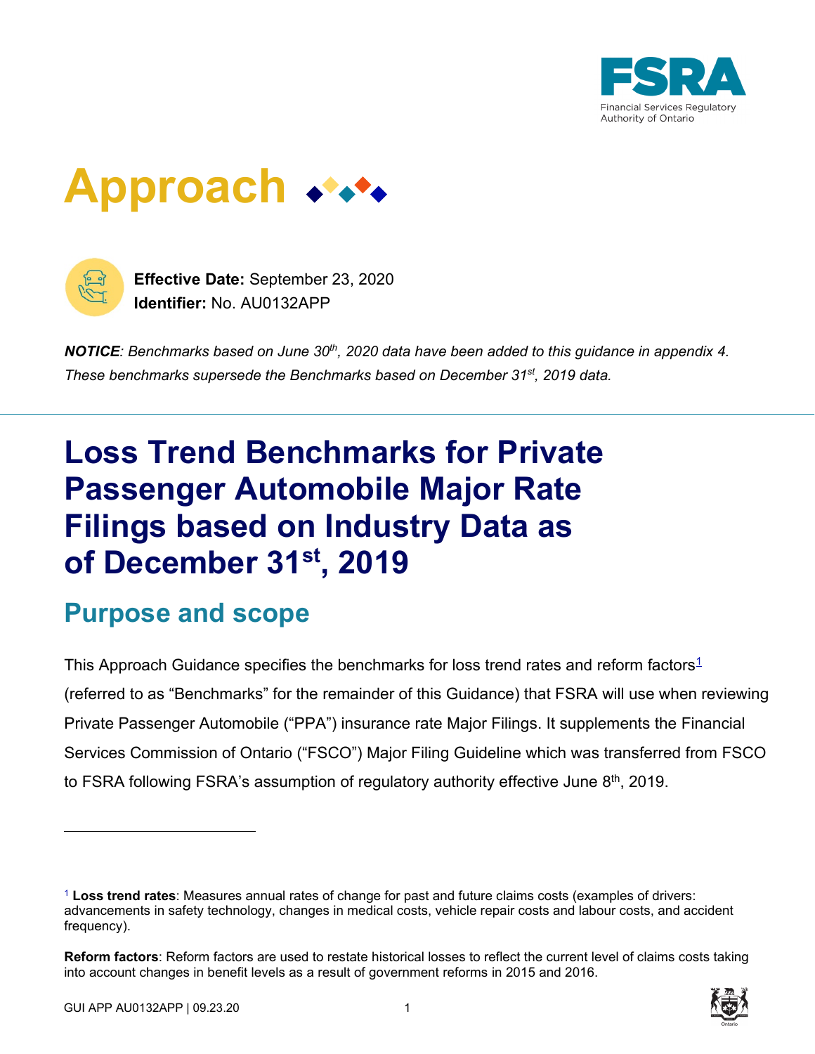# Approach

**Effective Date:** September 23, 2020
**Identifier:** No. AU0132APP

***NOTICE****: Benchmarks based on June 30th, 2020 data have been added to this guidance in appendix 4. These benchmarks supersede the Benchmarks based on December 31st, 2019 data.*

# Loss Trend Benchmarks for Private Passenger Automobile Major Rate Filings based on Industry Data as of December 31st, 2019

## Purpose and scope

This Approach Guidance specifies the benchmarks for loss trend rates and reform factors[1] (referred to as "Benchmarks" for the remainder of this Guidance) that FSRA will use when reviewing Private Passenger Automobile ("PPA") insurance rate Major Filings. It supplements the Financial Services Commission of Ontario ("FSCO") Major Filing Guideline which was transferred from FSCO to FSRA following FSRA's assumption of regulatory authority effective June 8th, 2019.

---

[1] **Loss trend rates**: Measures annual rates of change for past and future claims costs (examples of drivers: advancements in safety technology, changes in medical costs, vehicle repair costs and labour costs, and accident frequency).

**Reform factors**: Reform factors are used to restate historical losses to reflect the current level of claims costs taking into account changes in benefit levels as a result of government reforms in 2015 and 2016.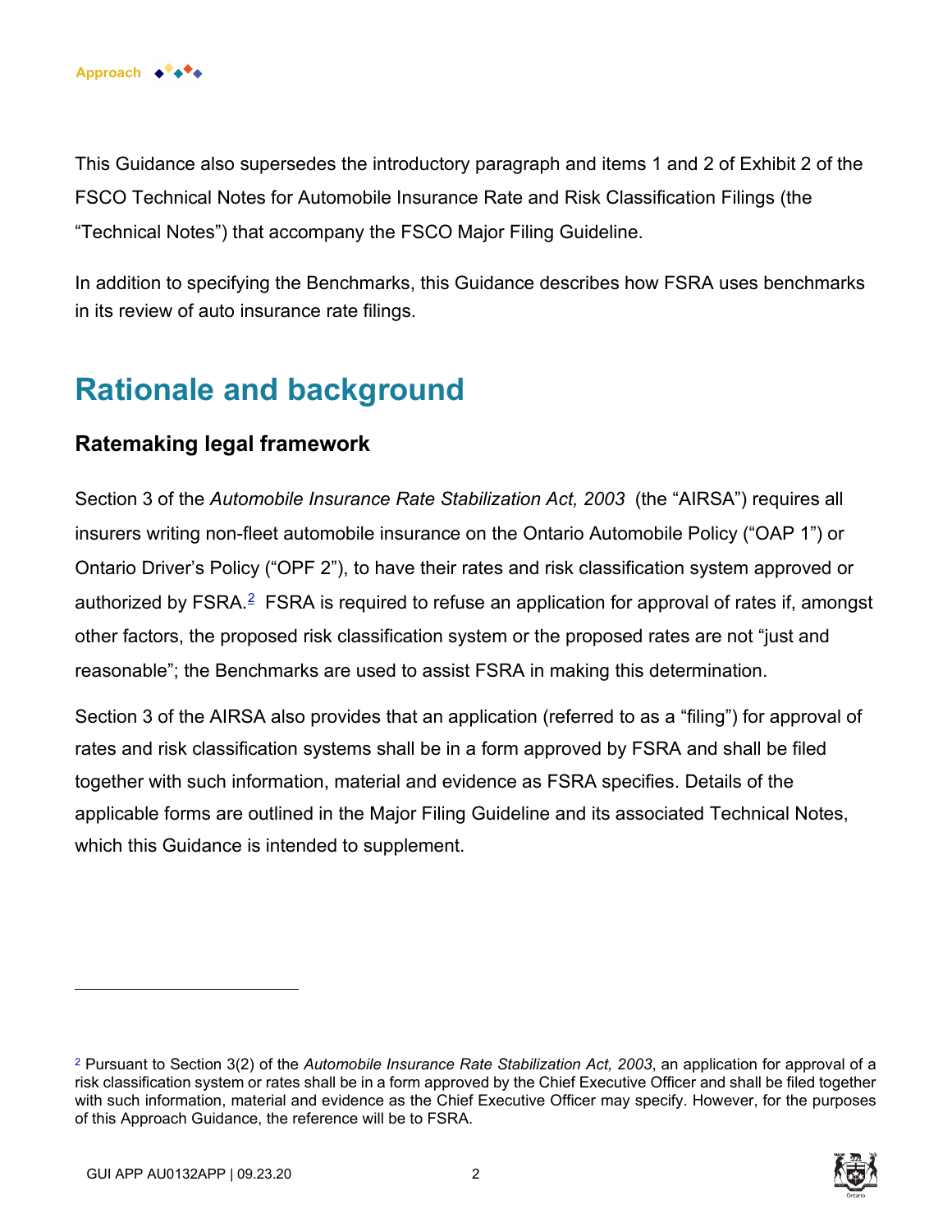This Guidance also supersedes the introductory paragraph and items 1 and 2 of Exhibit 2 of the FSCO Technical Notes for Automobile Insurance Rate and Risk Classification Filings (the "Technical Notes") that accompany the FSCO Major Filing Guideline.

In addition to specifying the Benchmarks, this Guidance describes how FSRA uses benchmarks in its review of auto insurance rate filings.

# Rationale and background

## Ratemaking legal framework

Section 3 of the *Automobile Insurance Rate Stabilization Act, 2003* (the "AIRSA") requires all insurers writing non-fleet automobile insurance on the Ontario Automobile Policy ("OAP 1") or Ontario Driver's Policy ("OPF 2"), to have their rates and risk classification system approved or authorized by FSRA.[2] FSRA is required to refuse an application for approval of rates if, amongst other factors, the proposed risk classification system or the proposed rates are not "just and reasonable"; the Benchmarks are used to assist FSRA in making this determination.

Section 3 of the AIRSA also provides that an application (referred to as a "filing") for approval of rates and risk classification systems shall be in a form approved by FSRA and shall be filed together with such information, material and evidence as FSRA specifies. Details of the applicable forms are outlined in the Major Filing Guideline and its associated Technical Notes, which this Guidance is intended to supplement.

---

[2] Pursuant to Section 3(2) of the *Automobile Insurance Rate Stabilization Act, 2003*, an application for approval of a risk classification system or rates shall be in a form approved by the Chief Executive Officer and shall be filed together with such information, material and evidence as the Chief Executive Officer may specify. However, for the purposes of this Approach Guidance, the reference will be to FSRA.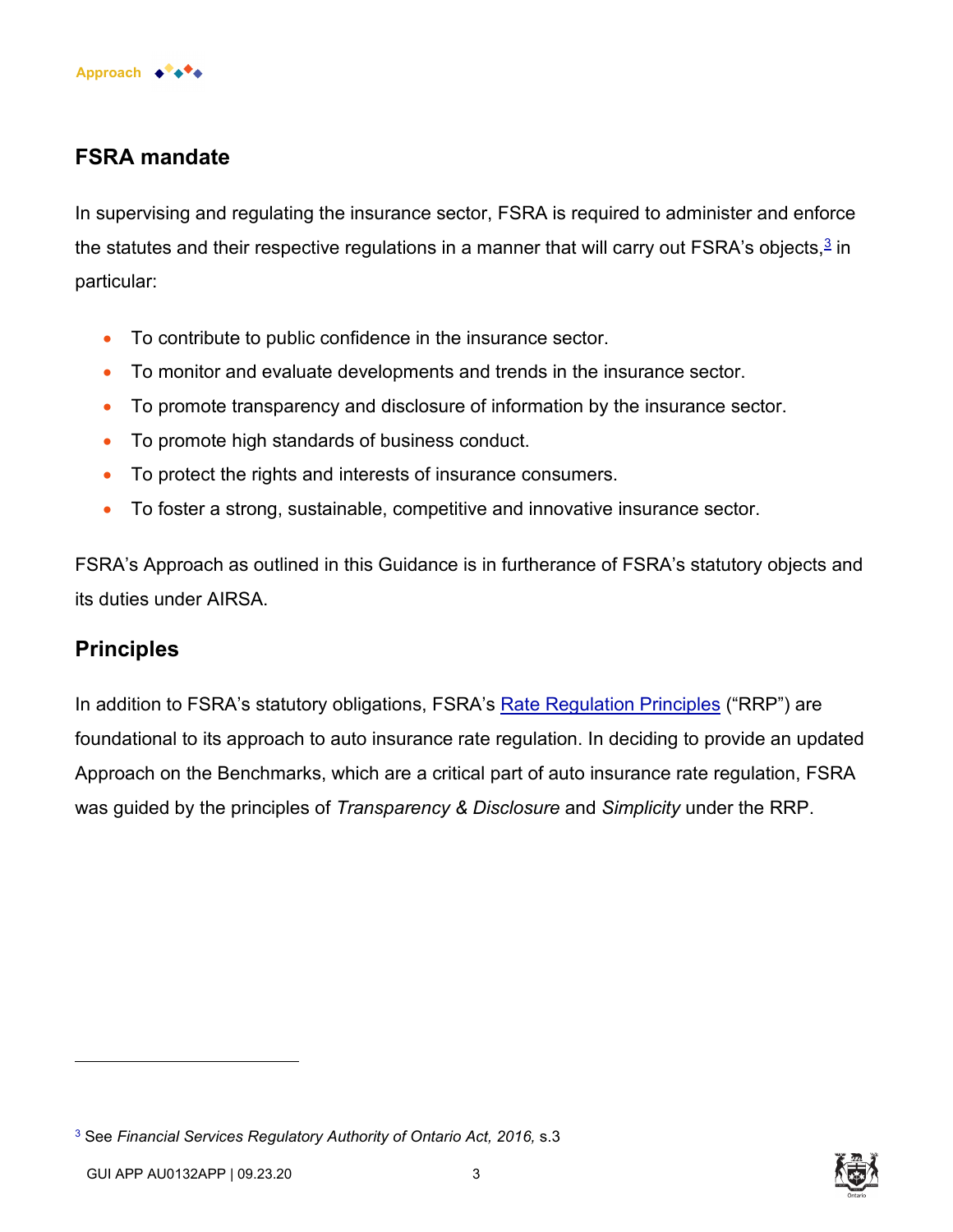## FSRA mandate

In supervising and regulating the insurance sector, FSRA is required to administer and enforce the statutes and their respective regulations in a manner that will carry out FSRA's objects,[3] in particular:

- To contribute to public confidence in the insurance sector.
- To monitor and evaluate developments and trends in the insurance sector.
- To promote transparency and disclosure of information by the insurance sector.
- To promote high standards of business conduct.
- To protect the rights and interests of insurance consumers.
- To foster a strong, sustainable, competitive and innovative insurance sector.

FSRA's Approach as outlined in this Guidance is in furtherance of FSRA's statutory objects and its duties under AIRSA.

## Principles

In addition to FSRA's statutory obligations, FSRA's Rate Regulation Principles ("RRP") are foundational to its approach to auto insurance rate regulation. In deciding to provide an updated Approach on the Benchmarks, which are a critical part of auto insurance rate regulation, FSRA was guided by the principles of *Transparency & Disclosure* and *Simplicity* under the RRP.

[3] See *Financial Services Regulatory Authority of Ontario Act, 2016,* s.3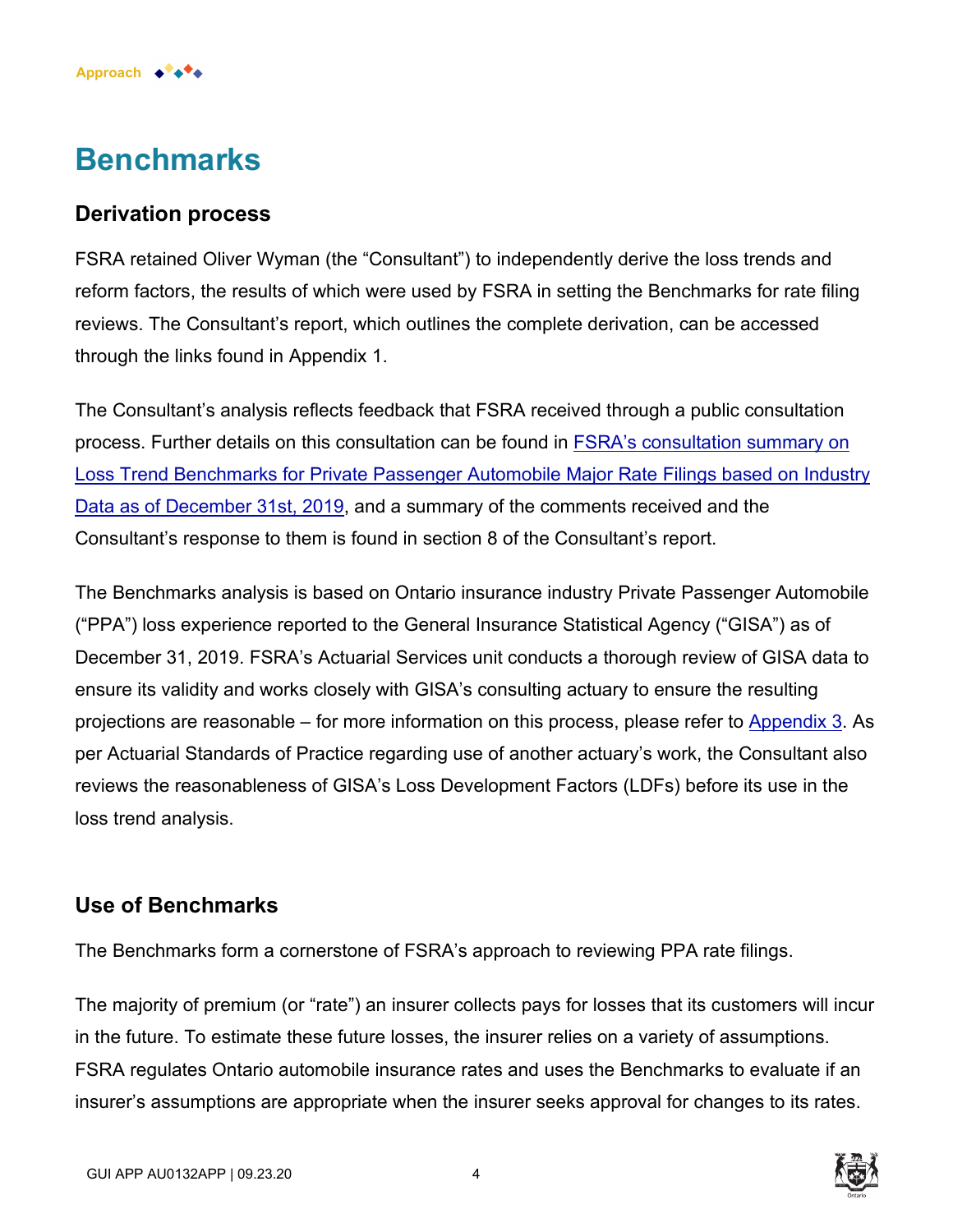# Benchmarks

## Derivation process

FSRA retained Oliver Wyman (the "Consultant") to independently derive the loss trends and reform factors, the results of which were used by FSRA in setting the Benchmarks for rate filing reviews. The Consultant's report, which outlines the complete derivation, can be accessed through the links found in Appendix 1.

The Consultant's analysis reflects feedback that FSRA received through a public consultation process. Further details on this consultation can be found in FSRA's consultation summary on Loss Trend Benchmarks for Private Passenger Automobile Major Rate Filings based on Industry Data as of December 31st, 2019, and a summary of the comments received and the Consultant's response to them is found in section 8 of the Consultant's report.

The Benchmarks analysis is based on Ontario insurance industry Private Passenger Automobile ("PPA") loss experience reported to the General Insurance Statistical Agency ("GISA") as of December 31, 2019. FSRA's Actuarial Services unit conducts a thorough review of GISA data to ensure its validity and works closely with GISA's consulting actuary to ensure the resulting projections are reasonable – for more information on this process, please refer to Appendix 3. As per Actuarial Standards of Practice regarding use of another actuary's work, the Consultant also reviews the reasonableness of GISA's Loss Development Factors (LDFs) before its use in the loss trend analysis.

## Use of Benchmarks

The Benchmarks form a cornerstone of FSRA's approach to reviewing PPA rate filings.

The majority of premium (or "rate") an insurer collects pays for losses that its customers will incur in the future. To estimate these future losses, the insurer relies on a variety of assumptions. FSRA regulates Ontario automobile insurance rates and uses the Benchmarks to evaluate if an insurer's assumptions are appropriate when the insurer seeks approval for changes to its rates.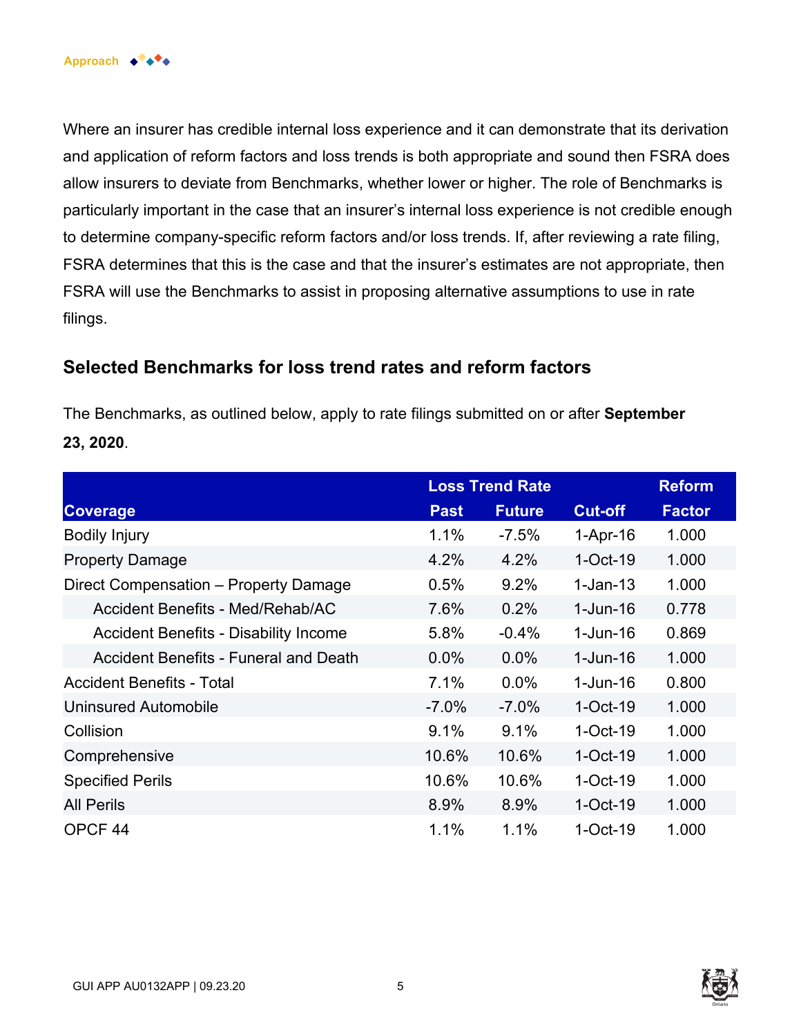Where an insurer has credible internal loss experience and it can demonstrate that its derivation and application of reform factors and loss trends is both appropriate and sound then FSRA does allow insurers to deviate from Benchmarks, whether lower or higher. The role of Benchmarks is particularly important in the case that an insurer's internal loss experience is not credible enough to determine company-specific reform factors and/or loss trends. If, after reviewing a rate filing, FSRA determines that this is the case and that the insurer's estimates are not appropriate, then FSRA will use the Benchmarks to assist in proposing alternative assumptions to use in rate filings.

## Selected Benchmarks for loss trend rates and reform factors

The Benchmarks, as outlined below, apply to rate filings submitted on or after **September 23, 2020**.

| Coverage | Loss Trend Rate | | | Reform |
|---|---|---|---|---|
| | Past | Future | Cut-off | Factor |
| Bodily Injury | 1.1% | -7.5% | 1-Apr-16 | 1.000 |
| Property Damage | 4.2% | 4.2% | 1-Oct-19 | 1.000 |
| Direct Compensation – Property Damage | 0.5% | 9.2% | 1-Jan-13 | 1.000 |
| Accident Benefits - Med/Rehab/AC | 7.6% | 0.2% | 1-Jun-16 | 0.778 |
| Accident Benefits - Disability Income | 5.8% | -0.4% | 1-Jun-16 | 0.869 |
| Accident Benefits - Funeral and Death | 0.0% | 0.0% | 1-Jun-16 | 1.000 |
| Accident Benefits - Total | 7.1% | 0.0% | 1-Jun-16 | 0.800 |
| Uninsured Automobile | -7.0% | -7.0% | 1-Oct-19 | 1.000 |
| Collision | 9.1% | 9.1% | 1-Oct-19 | 1.000 |
| Comprehensive | 10.6% | 10.6% | 1-Oct-19 | 1.000 |
| Specified Perils | 10.6% | 10.6% | 1-Oct-19 | 1.000 |
| All Perils | 8.9% | 8.9% | 1-Oct-19 | 1.000 |
| OPCF 44 | 1.1% | 1.1% | 1-Oct-19 | 1.000 |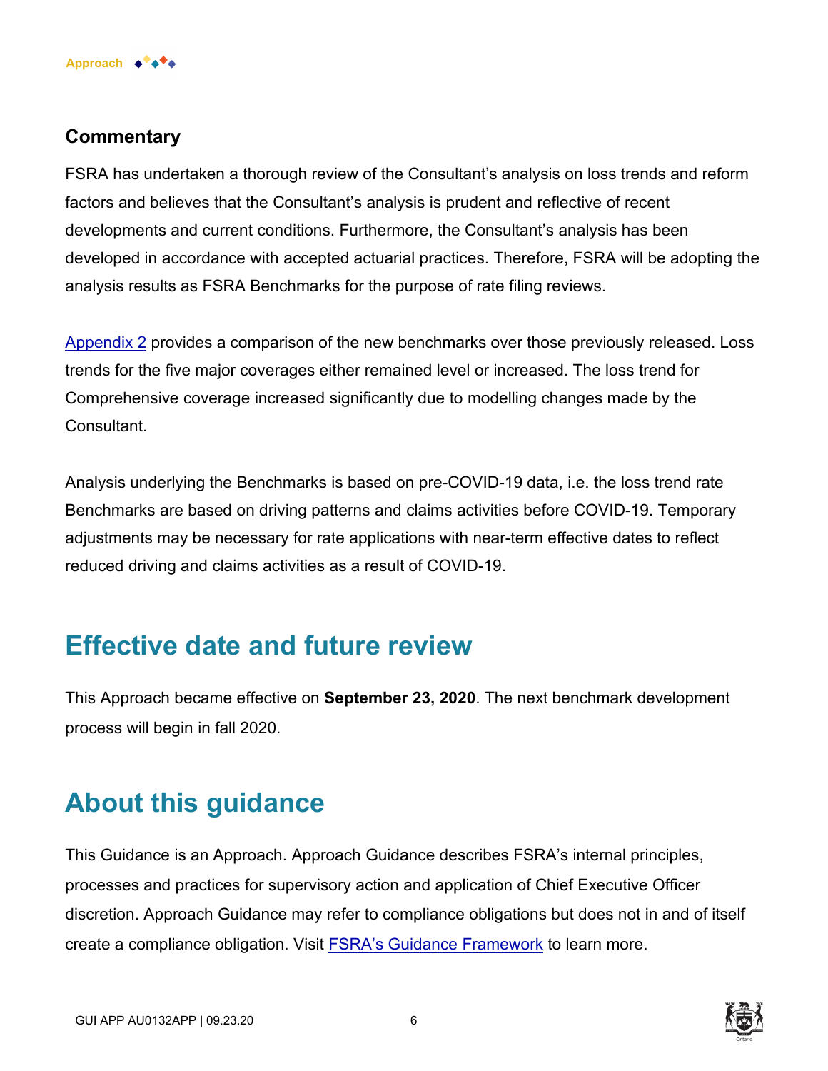### Commentary

FSRA has undertaken a thorough review of the Consultant's analysis on loss trends and reform factors and believes that the Consultant's analysis is prudent and reflective of recent developments and current conditions. Furthermore, the Consultant's analysis has been developed in accordance with accepted actuarial practices. Therefore, FSRA will be adopting the analysis results as FSRA Benchmarks for the purpose of rate filing reviews.

Appendix 2 provides a comparison of the new benchmarks over those previously released. Loss trends for the five major coverages either remained level or increased. The loss trend for Comprehensive coverage increased significantly due to modelling changes made by the Consultant.

Analysis underlying the Benchmarks is based on pre-COVID-19 data, i.e. the loss trend rate Benchmarks are based on driving patterns and claims activities before COVID-19. Temporary adjustments may be necessary for rate applications with near-term effective dates to reflect reduced driving and claims activities as a result of COVID-19.

## Effective date and future review

This Approach became effective on **September 23, 2020**. The next benchmark development process will begin in fall 2020.

## About this guidance

This Guidance is an Approach. Approach Guidance describes FSRA's internal principles, processes and practices for supervisory action and application of Chief Executive Officer discretion. Approach Guidance may refer to compliance obligations but does not in and of itself create a compliance obligation. Visit FSRA's Guidance Framework to learn more.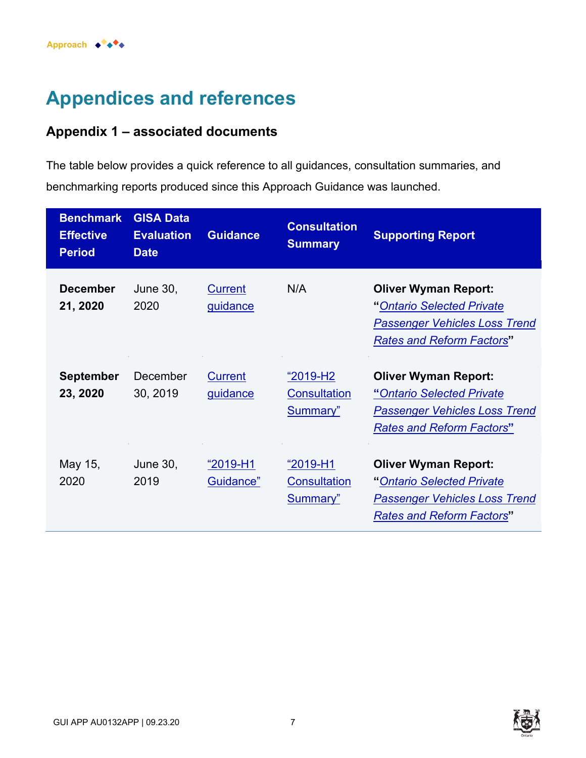# Appendices and references

## Appendix 1 – associated documents

The table below provides a quick reference to all guidances, consultation summaries, and benchmarking reports produced since this Approach Guidance was launched.

| Benchmark Effective Period | GISA Data Evaluation Date | Guidance | Consultation Summary | Supporting Report |
|---|---|---|---|---|
| **December 21, 2020** | June 30, 2020 | Current guidance | N/A | **Oliver Wyman Report:** "*Ontario Selected Private Passenger Vehicles Loss Trend Rates and Reform Factors*" |
| **September 23, 2020** | December 30, 2019 | Current guidance | "2019-H2 Consultation Summary" | **Oliver Wyman Report:** "*Ontario Selected Private Passenger Vehicles Loss Trend Rates and Reform Factors*" |
| May 15, 2020 | June 30, 2019 | "2019-H1 Guidance" | "2019-H1 Consultation Summary" | **Oliver Wyman Report:** "*Ontario Selected Private Passenger Vehicles Loss Trend Rates and Reform Factors*" |

GUI APP AU0132APP | 09.23.20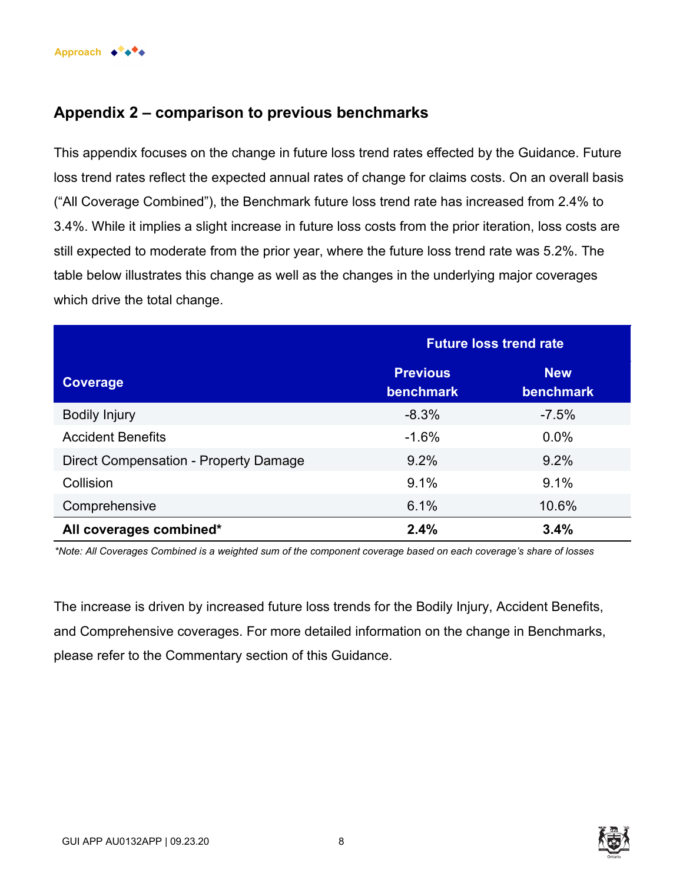## Appendix 2 – comparison to previous benchmarks

This appendix focuses on the change in future loss trend rates effected by the Guidance. Future loss trend rates reflect the expected annual rates of change for claims costs. On an overall basis ("All Coverage Combined"), the Benchmark future loss trend rate has increased from 2.4% to 3.4%. While it implies a slight increase in future loss costs from the prior iteration, loss costs are still expected to moderate from the prior year, where the future loss trend rate was 5.2%. The table below illustrates this change as well as the changes in the underlying major coverages which drive the total change.

| Coverage | Future loss trend rate | |
|---|---|---|
| | Previous benchmark | New benchmark |
| Bodily Injury | -8.3% | -7.5% |
| Accident Benefits | -1.6% | 0.0% |
| Direct Compensation - Property Damage | 9.2% | 9.2% |
| Collision | 9.1% | 9.1% |
| Comprehensive | 6.1% | 10.6% |
| **All coverages combined*** | **2.4%** | **3.4%** |

*\*Note: All Coverages Combined is a weighted sum of the component coverage based on each coverage's share of losses*

The increase is driven by increased future loss trends for the Bodily Injury, Accident Benefits, and Comprehensive coverages. For more detailed information on the change in Benchmarks, please refer to the Commentary section of this Guidance.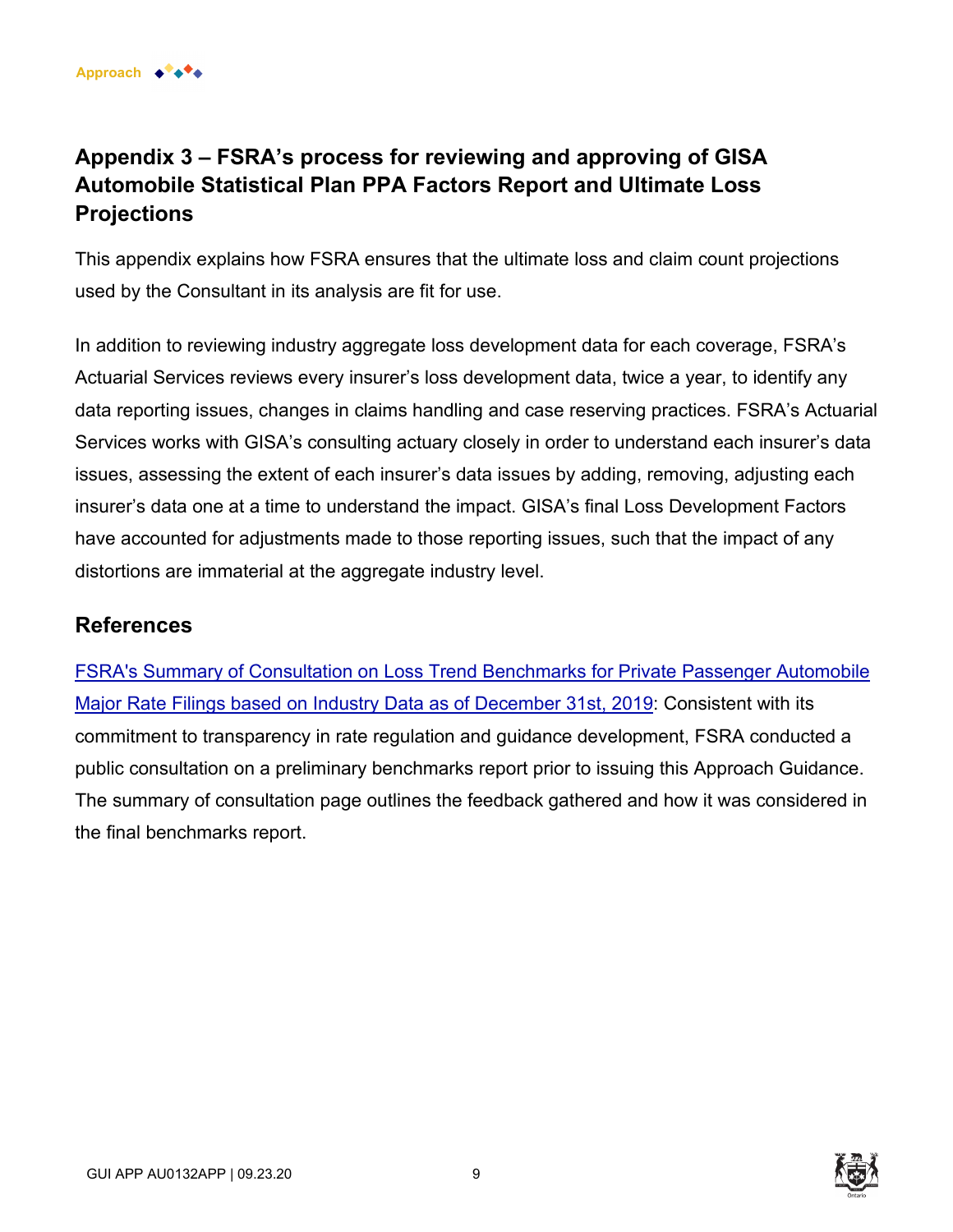## Appendix 3 – FSRA's process for reviewing and approving of GISA Automobile Statistical Plan PPA Factors Report and Ultimate Loss Projections

This appendix explains how FSRA ensures that the ultimate loss and claim count projections used by the Consultant in its analysis are fit for use.

In addition to reviewing industry aggregate loss development data for each coverage, FSRA's Actuarial Services reviews every insurer's loss development data, twice a year, to identify any data reporting issues, changes in claims handling and case reserving practices. FSRA's Actuarial Services works with GISA's consulting actuary closely in order to understand each insurer's data issues, assessing the extent of each insurer's data issues by adding, removing, adjusting each insurer's data one at a time to understand the impact. GISA's final Loss Development Factors have accounted for adjustments made to those reporting issues, such that the impact of any distortions are immaterial at the aggregate industry level.

## References

FSRA's Summary of Consultation on Loss Trend Benchmarks for Private Passenger Automobile Major Rate Filings based on Industry Data as of December 31st, 2019: Consistent with its commitment to transparency in rate regulation and guidance development, FSRA conducted a public consultation on a preliminary benchmarks report prior to issuing this Approach Guidance. The summary of consultation page outlines the feedback gathered and how it was considered in the final benchmarks report.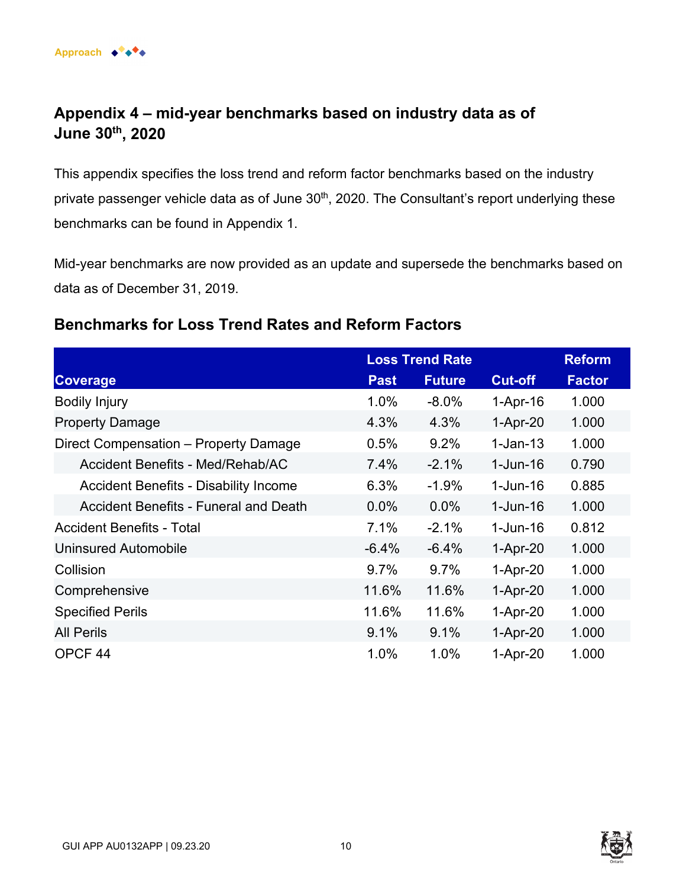## Appendix 4 – mid-year benchmarks based on industry data as of June 30th, 2020

This appendix specifies the loss trend and reform factor benchmarks based on the industry private passenger vehicle data as of June 30th, 2020. The Consultant's report underlying these benchmarks can be found in Appendix 1.

Mid-year benchmarks are now provided as an update and supersede the benchmarks based on data as of December 31, 2019.

### Benchmarks for Loss Trend Rates and Reform Factors

| | Loss Trend Rate | | | Reform |
|---|---|---|---|---|
| **Coverage** | **Past** | **Future** | **Cut-off** | **Factor** |
| Bodily Injury | 1.0% | -8.0% | 1-Apr-16 | 1.000 |
| Property Damage | 4.3% | 4.3% | 1-Apr-20 | 1.000 |
| Direct Compensation – Property Damage | 0.5% | 9.2% | 1-Jan-13 | 1.000 |
| Accident Benefits - Med/Rehab/AC | 7.4% | -2.1% | 1-Jun-16 | 0.790 |
| Accident Benefits - Disability Income | 6.3% | -1.9% | 1-Jun-16 | 0.885 |
| Accident Benefits - Funeral and Death | 0.0% | 0.0% | 1-Jun-16 | 1.000 |
| Accident Benefits - Total | 7.1% | -2.1% | 1-Jun-16 | 0.812 |
| Uninsured Automobile | -6.4% | -6.4% | 1-Apr-20 | 1.000 |
| Collision | 9.7% | 9.7% | 1-Apr-20 | 1.000 |
| Comprehensive | 11.6% | 11.6% | 1-Apr-20 | 1.000 |
| Specified Perils | 11.6% | 11.6% | 1-Apr-20 | 1.000 |
| All Perils | 9.1% | 9.1% | 1-Apr-20 | 1.000 |
| OPCF 44 | 1.0% | 1.0% | 1-Apr-20 | 1.000 |